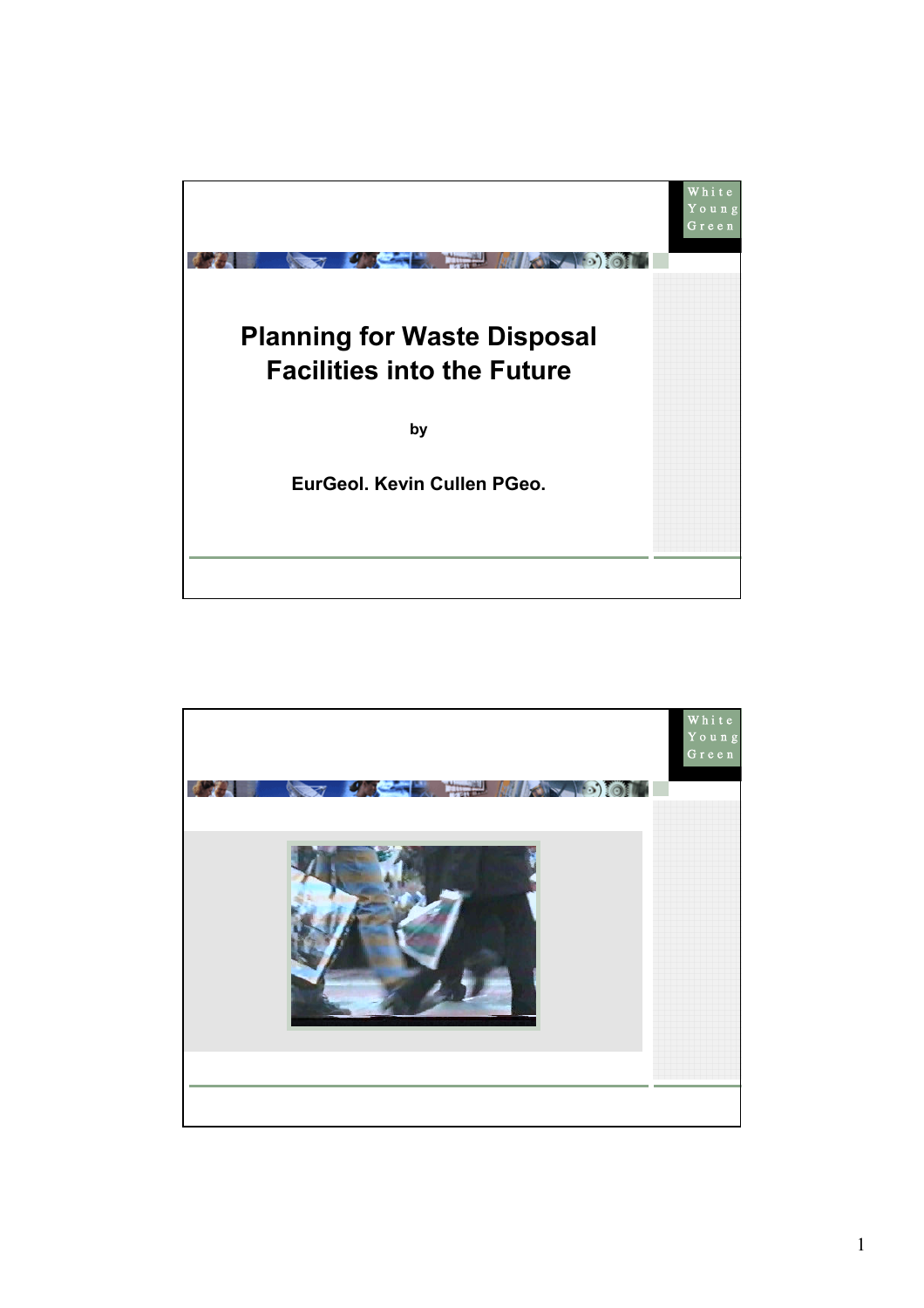# Planning for Waste Disposal Facilities into the Future

by

**EurGeol. Kevin Cullen PGeo.**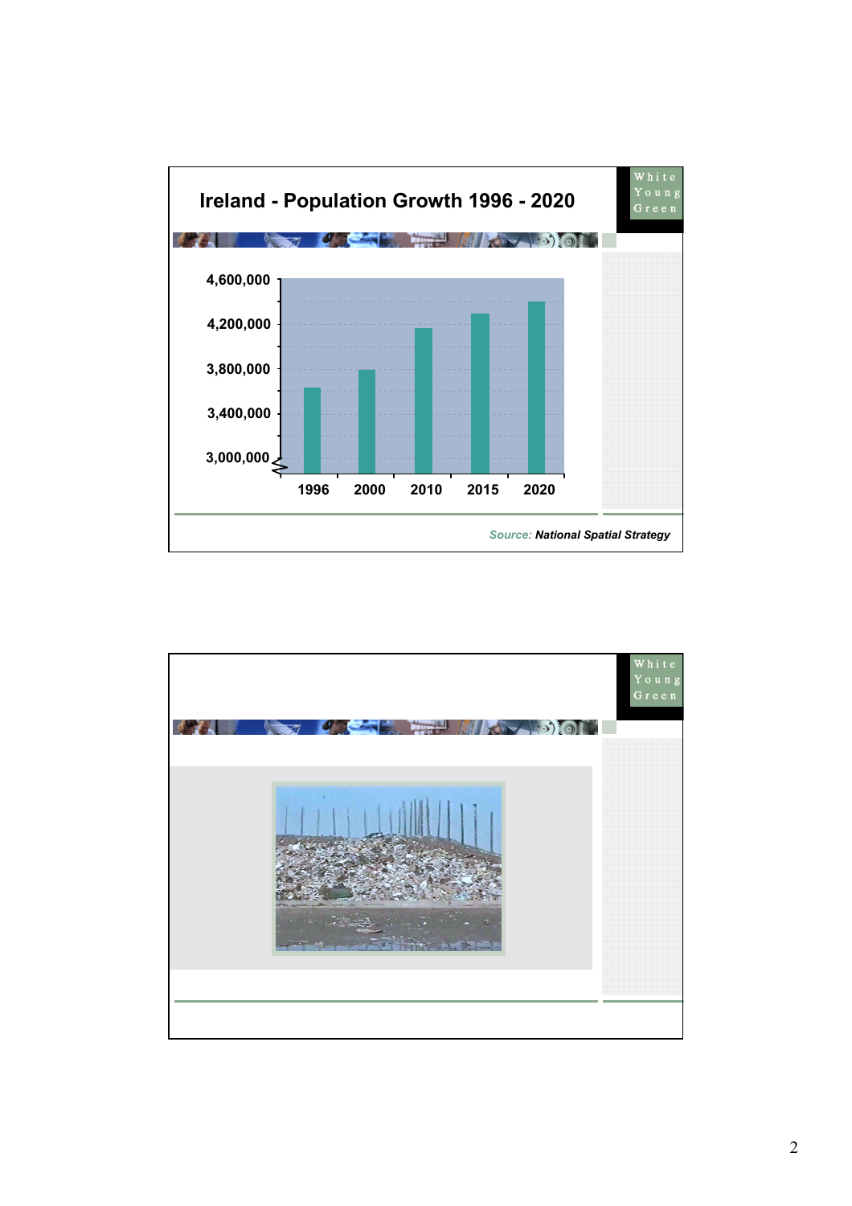## Ireland - Population Growth 1996 - 2020

White Young Green

4,600,000
4,200,000
3,800,000
3,400,000
3,000,000

1996 2000 2010 2015 2020

*Source:* ***National Spatial Strategy***

White Young Green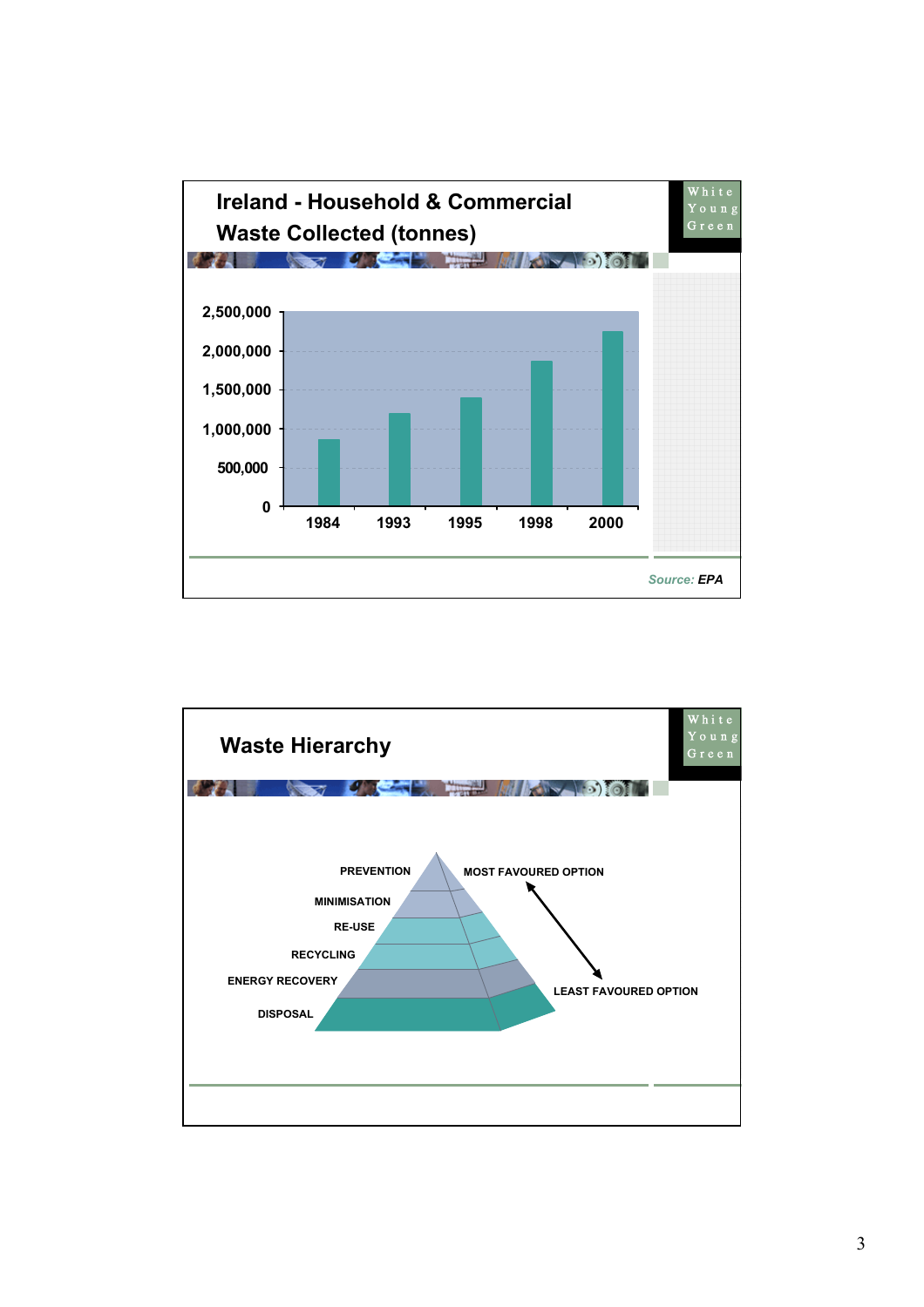## Ireland - Household & Commercial Waste Collected (tonnes)

White Young Green

| Year | Waste Collected (tonnes) |
|---|---|
| 1984 | ~850,000 |
| 1993 | ~1,200,000 |
| 1995 | ~1,400,000 |
| 1998 | ~1,850,000 |
| 2000 | ~2,250,000 |

*Source: EPA*

## Waste Hierarchy

White Young Green

- PREVENTION
- MINIMISATION
- RE-USE
- RECYCLING
- ENERGY RECOVERY
- DISPOSAL

MOST FAVOURED OPTION ↔ LEAST FAVOURED OPTION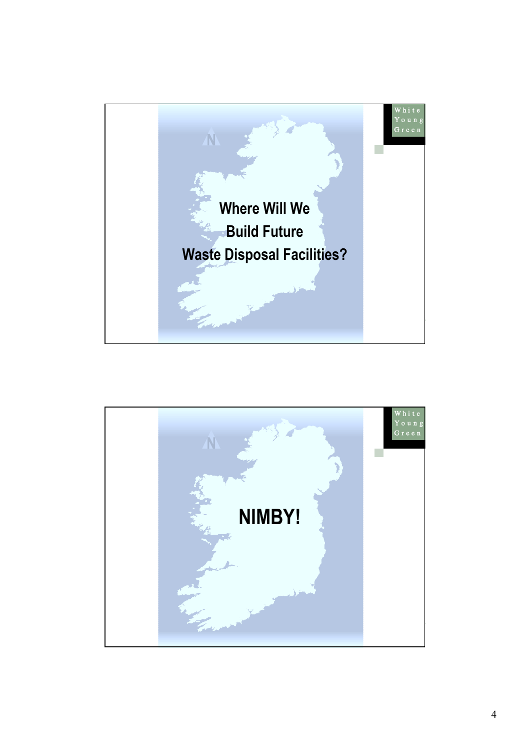## Where Will We Build Future Waste Disposal Facilities?

## NIMBY!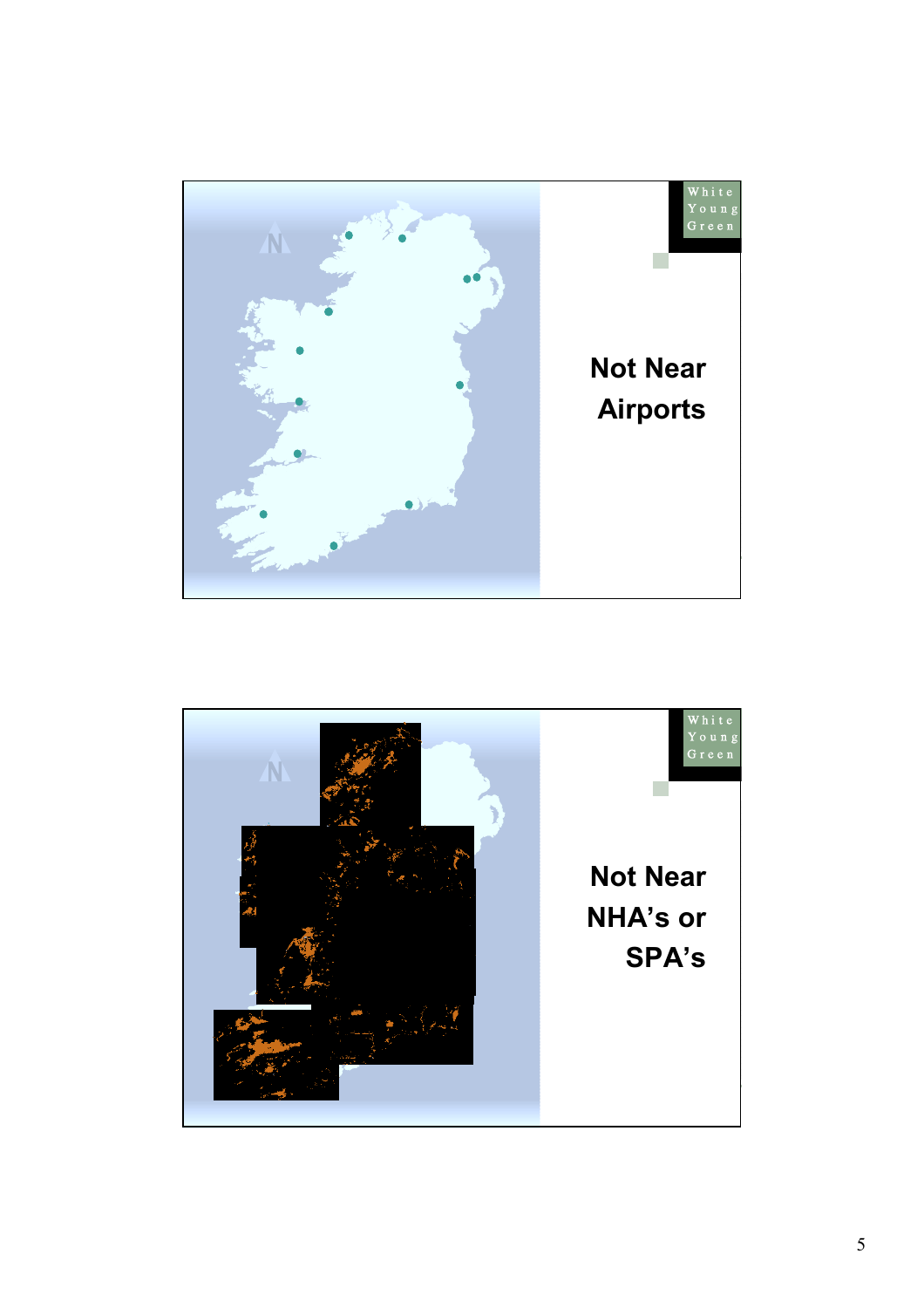Not Near Airports

Not Near NHA's or SPA's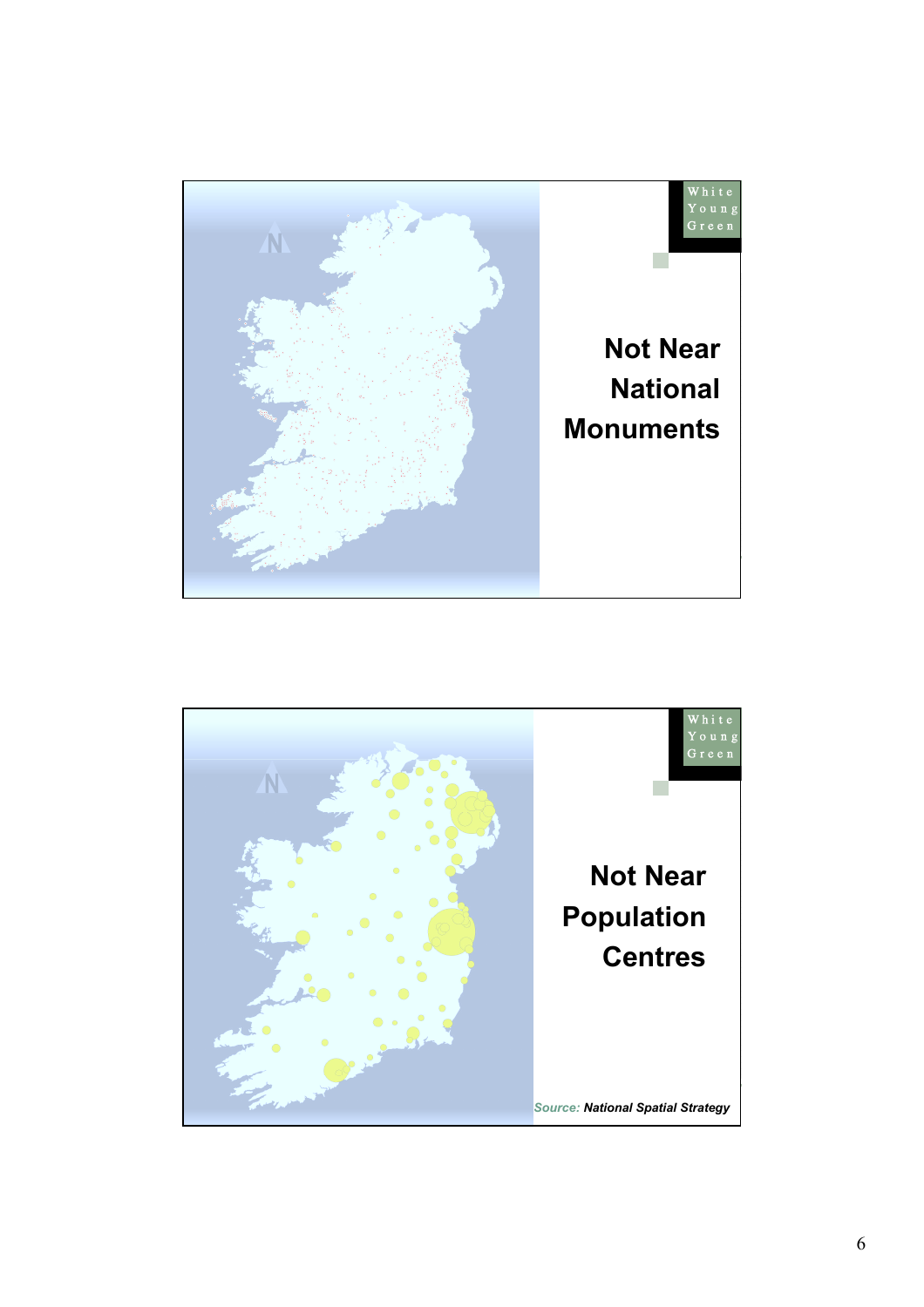## Not Near National Monuments

## Not Near Population Centres

*Source:* ***National Spatial Strategy***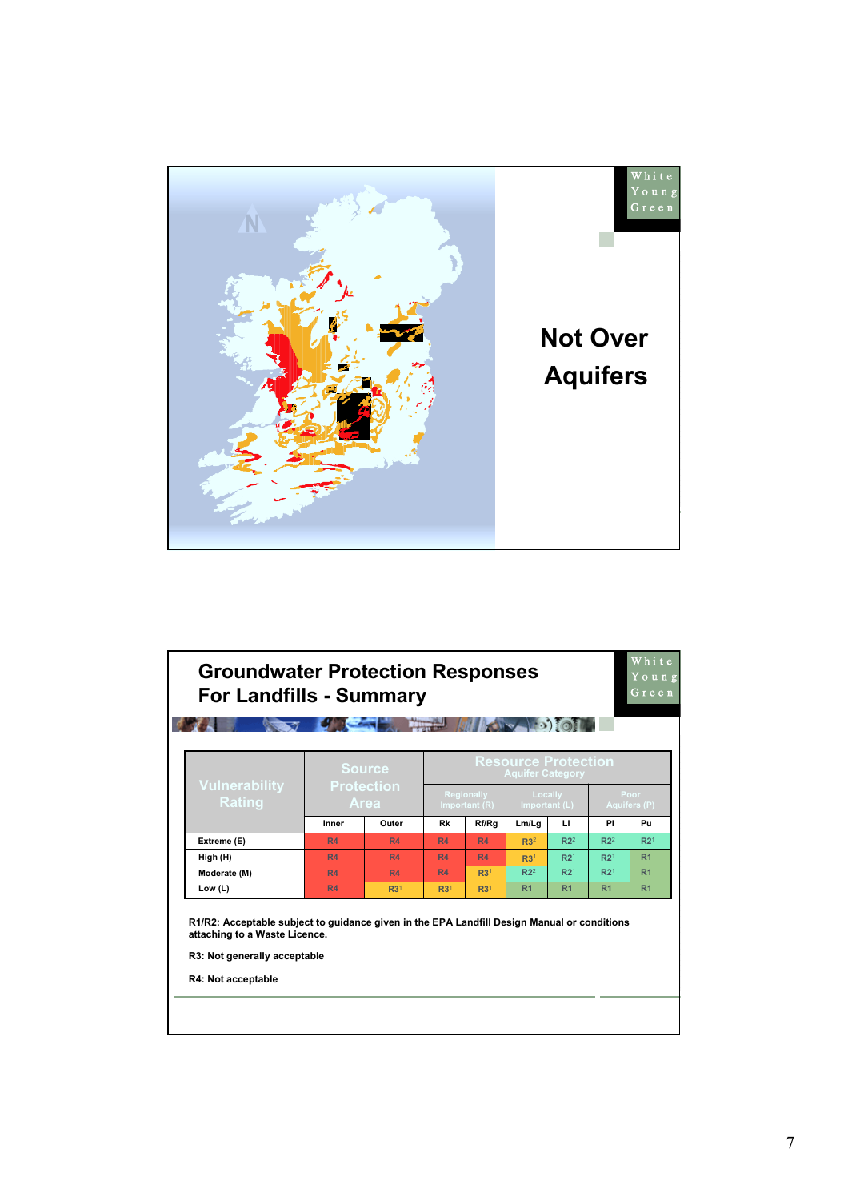White Young Green

## Not Over Aquifers

White Young Green

## Groundwater Protection Responses For Landfills - Summary

| Vulnerability Rating | Source Protection Area | | Resource Protection Aquifer Category | | | | | |
|---|---|---|---|---|---|---|---|---|
| | | | Regionally Important (R) | | Locally Important (L) | | Poor Aquifers (P) | |
| | Inner | Outer | Rk | Rf/Rg | Lm/Lg | Ll | Pl | Pu |
| Extreme (E) | R4 | R4 | R4 | R4 | R3[2] | R2[2] | R2[2] | R2[1] |
| High (H) | R4 | R4 | R4 | R4 | R3[1] | R2[1] | R2[1] | R1 |
| Moderate (M) | R4 | R4 | R4 | R3[1] | R2[2] | R2[1] | R2[1] | R1 |
| Low (L) | R4 | R3[1] | R3[1] | R3[1] | R1 | R1 | R1 | R1 |

**R1/R2: Acceptable subject to guidance given in the EPA Landfill Design Manual or conditions attaching to a Waste Licence.**

**R3: Not generally acceptable**

**R4: Not acceptable**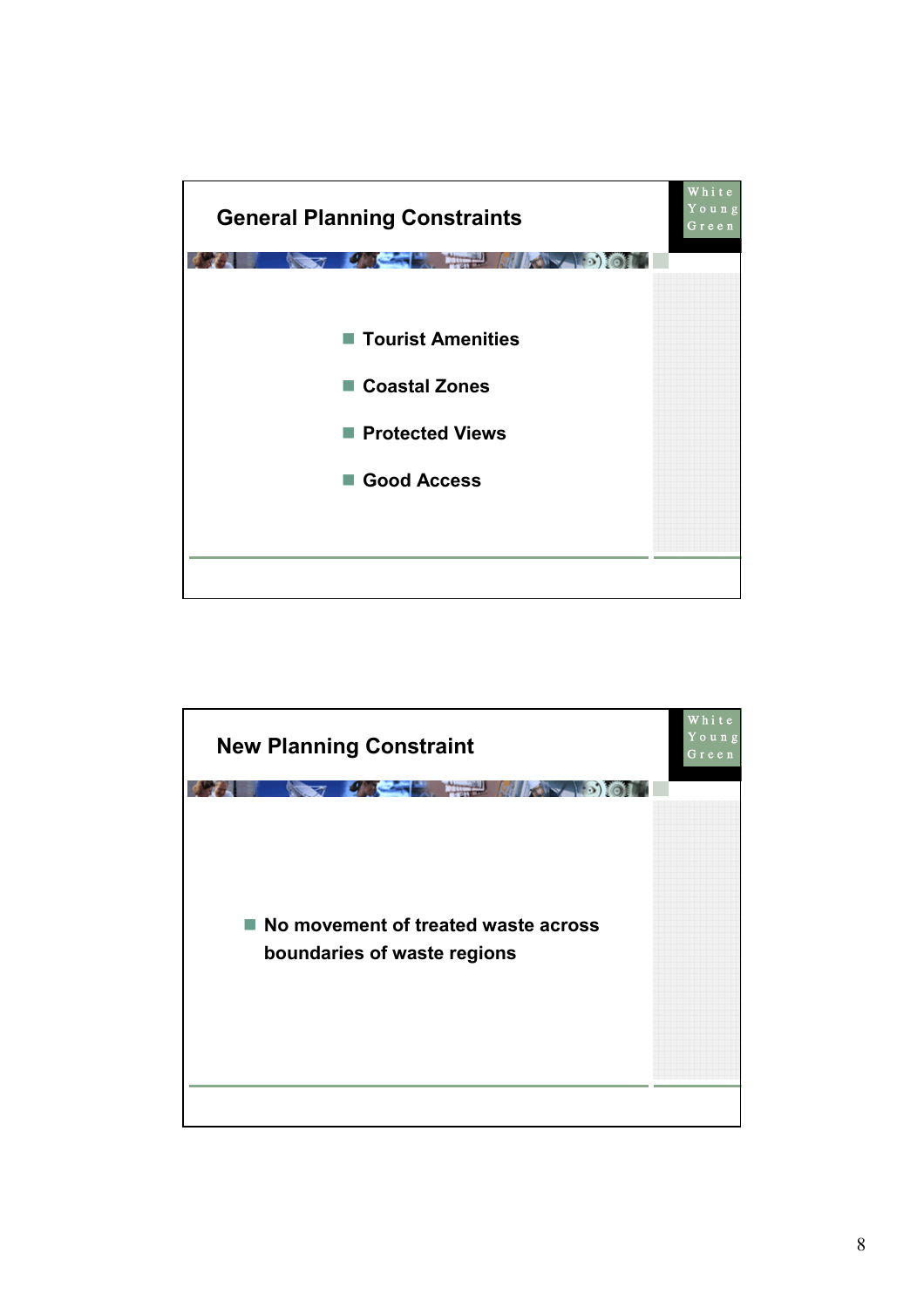## General Planning Constraints

White Young Green

- Tourist Amenities
- Coastal Zones
- Protected Views
- Good Access

## New Planning Constraint

White Young Green

- No movement of treated waste across boundaries of waste regions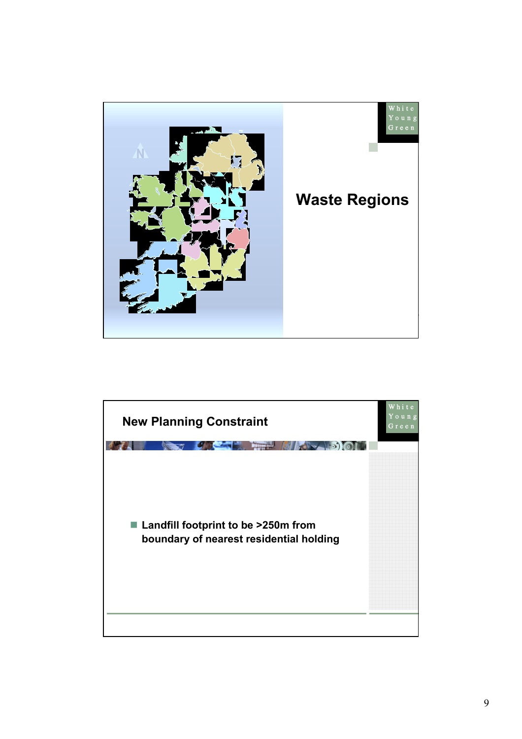## Waste Regions

## New Planning Constraint

- Landfill footprint to be >250m from boundary of nearest residential holding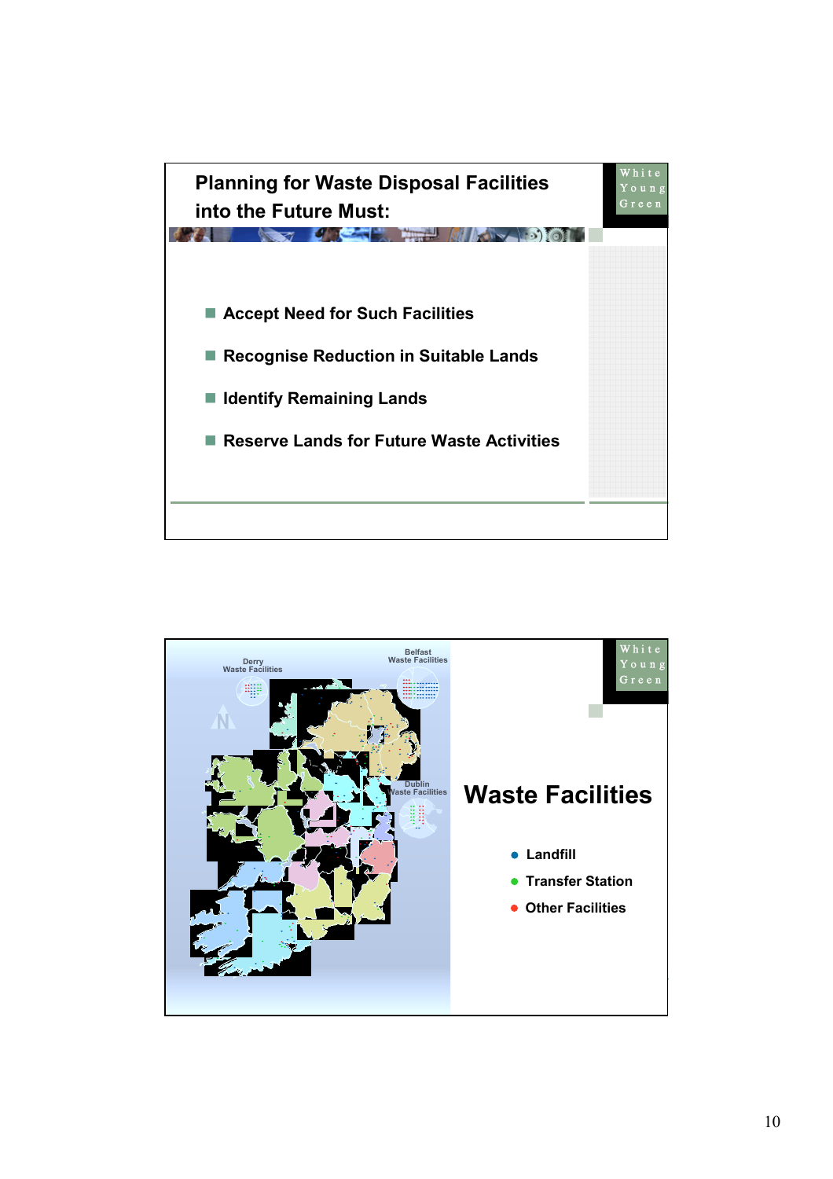## Planning for Waste Disposal Facilities into the Future Must:

- Accept Need for Such Facilities
- Recognise Reduction in Suitable Lands
- Identify Remaining Lands
- Reserve Lands for Future Waste Activities

Derry Waste Facilities

Belfast Waste Facilities

Dublin Waste Facilities

## Waste Facilities

- Landfill
- Transfer Station
- Other Facilities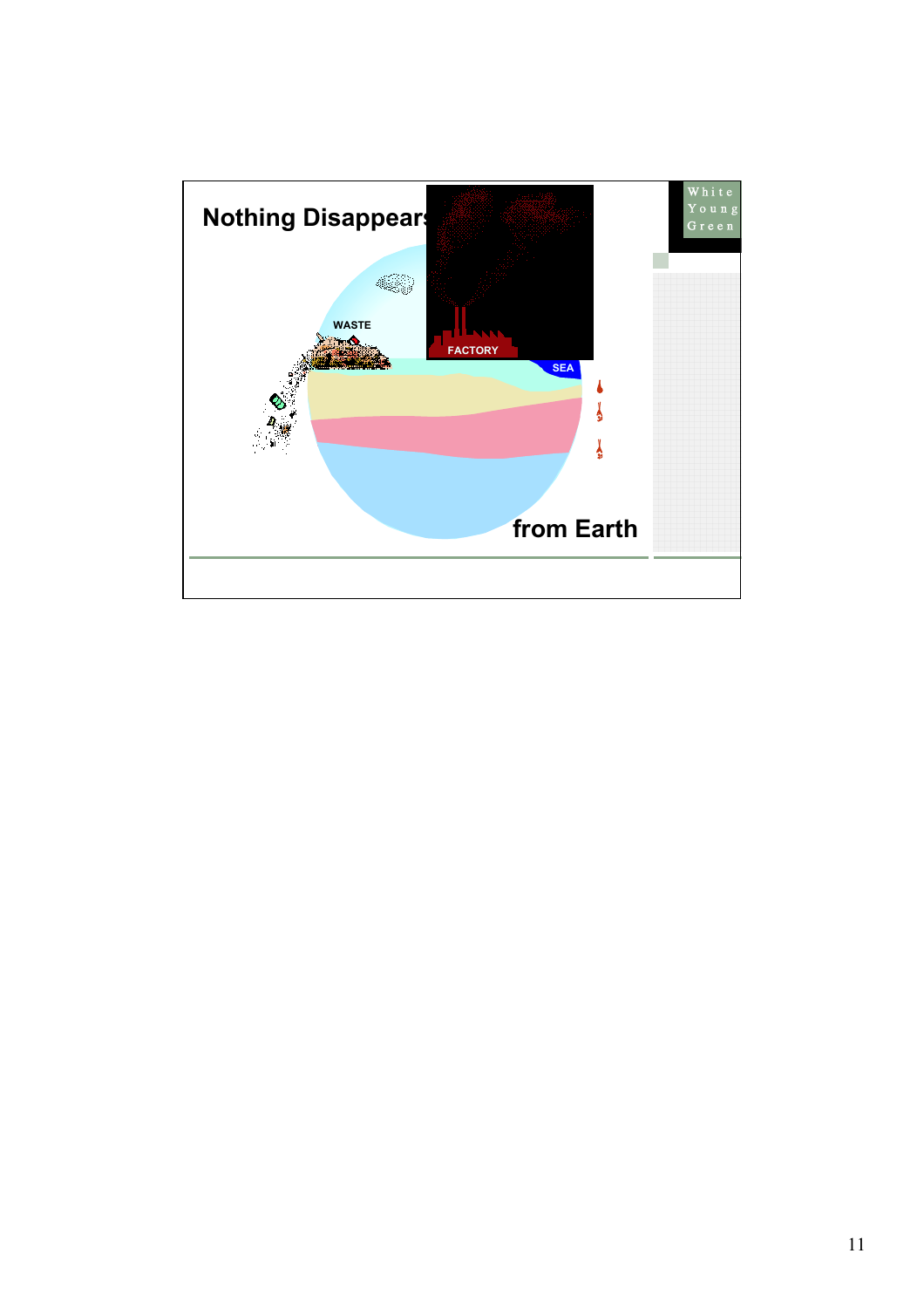## Nothing Disappears from Earth

WASTE

FACTORY

SEA

White Young Green